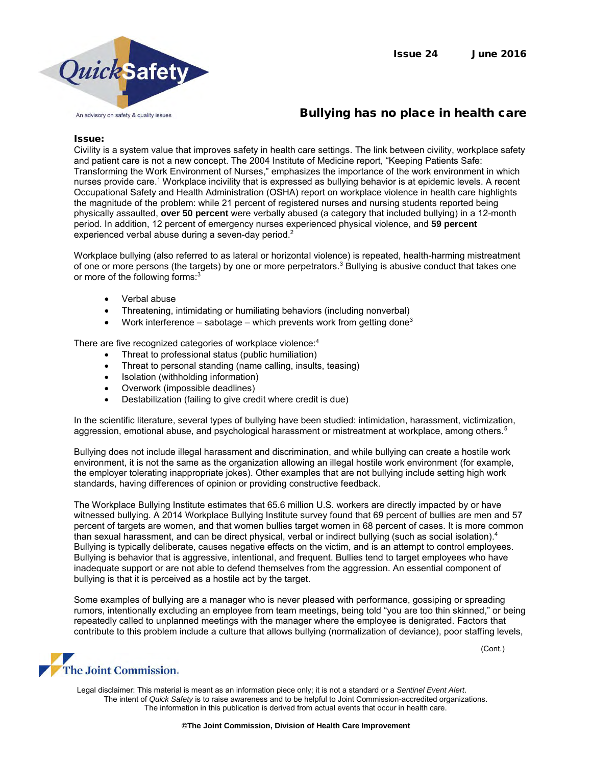# Bullying has no place in health care

**Issue:**

Civility is a system value that improves safety in health care settings. The link between civility, workplace safety and patient care is not a new concept. The 2004 Institute of Medicine report, "Keeping Patients Safe: Transforming the Work Environment of Nurses," emphasizes the importance of the work environment in which nurses provide care.[1] Workplace incivility that is expressed as bullying behavior is at epidemic levels. A recent Occupational Safety and Health Administration (OSHA) report on workplace violence in health care highlights the magnitude of the problem: while 21 percent of registered nurses and nursing students reported being physically assaulted, **over 50 percent** were verbally abused (a category that included bullying) in a 12-month period. In addition, 12 percent of emergency nurses experienced physical violence, and **59 percent** experienced verbal abuse during a seven-day period.[2]

Workplace bullying (also referred to as lateral or horizontal violence) is repeated, health-harming mistreatment of one or more persons (the targets) by one or more perpetrators.[3] Bullying is abusive conduct that takes one or more of the following forms:[3]

- Verbal abuse
- Threatening, intimidating or humiliating behaviors (including nonverbal)
- Work interference – sabotage – which prevents work from getting done[3]

There are five recognized categories of workplace violence:[4]

- Threat to professional status (public humiliation)
- Threat to personal standing (name calling, insults, teasing)
- Isolation (withholding information)
- Overwork (impossible deadlines)
- Destabilization (failing to give credit where credit is due)

In the scientific literature, several types of bullying have been studied: intimidation, harassment, victimization, aggression, emotional abuse, and psychological harassment or mistreatment at workplace, among others.[5]

Bullying does not include illegal harassment and discrimination, and while bullying can create a hostile work environment, it is not the same as the organization allowing an illegal hostile work environment (for example, the employer tolerating inappropriate jokes). Other examples that are not bullying include setting high work standards, having differences of opinion or providing constructive feedback.

The Workplace Bullying Institute estimates that 65.6 million U.S. workers are directly impacted by or have witnessed bullying. A 2014 Workplace Bullying Institute survey found that 69 percent of bullies are men and 57 percent of targets are women, and that women bullies target women in 68 percent of cases. It is more common than sexual harassment, and can be direct physical, verbal or indirect bullying (such as social isolation).[4] Bullying is typically deliberate, causes negative effects on the victim, and is an attempt to control employees. Bullying is behavior that is aggressive, intentional, and frequent. Bullies tend to target employees who have inadequate support or are not able to defend themselves from the aggression. An essential component of bullying is that it is perceived as a hostile act by the target.

Some examples of bullying are a manager who is never pleased with performance, gossiping or spreading rumors, intentionally excluding an employee from team meetings, being told "you are too thin skinned," or being repeatedly called to unplanned meetings with the manager where the employee is denigrated. Factors that contribute to this problem include a culture that allows bullying (normalization of deviance), poor staffing levels,

(Cont.)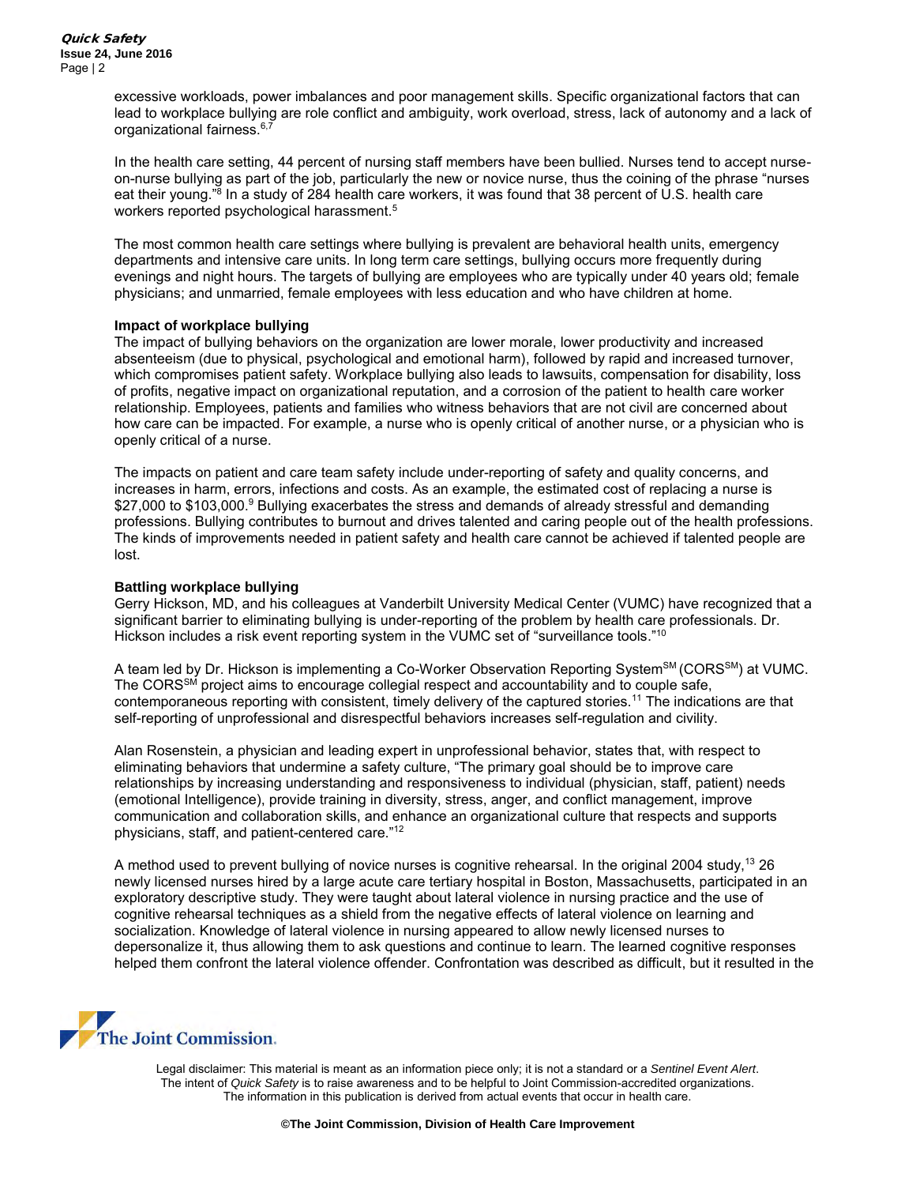excessive workloads, power imbalances and poor management skills. Specific organizational factors that can lead to workplace bullying are role conflict and ambiguity, work overload, stress, lack of autonomy and a lack of organizational fairness.[6,7]

In the health care setting, 44 percent of nursing staff members have been bullied. Nurses tend to accept nurse-on-nurse bullying as part of the job, particularly the new or novice nurse, thus the coining of the phrase "nurses eat their young."[8] In a study of 284 health care workers, it was found that 38 percent of U.S. health care workers reported psychological harassment.[5]

The most common health care settings where bullying is prevalent are behavioral health units, emergency departments and intensive care units. In long term care settings, bullying occurs more frequently during evenings and night hours. The targets of bullying are employees who are typically under 40 years old; female physicians; and unmarried, female employees with less education and who have children at home.

### Impact of workplace bullying

The impact of bullying behaviors on the organization are lower morale, lower productivity and increased absenteeism (due to physical, psychological and emotional harm), followed by rapid and increased turnover, which compromises patient safety. Workplace bullying also leads to lawsuits, compensation for disability, loss of profits, negative impact on organizational reputation, and a corrosion of the patient to health care worker relationship. Employees, patients and families who witness behaviors that are not civil are concerned about how care can be impacted. For example, a nurse who is openly critical of another nurse, or a physician who is openly critical of a nurse.

The impacts on patient and care team safety include under-reporting of safety and quality concerns, and increases in harm, errors, infections and costs. As an example, the estimated cost of replacing a nurse is $27,000 to $103,000.[9] Bullying exacerbates the stress and demands of already stressful and demanding professions. Bullying contributes to burnout and drives talented and caring people out of the health professions. The kinds of improvements needed in patient safety and health care cannot be achieved if talented people are lost.

### Battling workplace bullying

Gerry Hickson, MD, and his colleagues at Vanderbilt University Medical Center (VUMC) have recognized that a significant barrier to eliminating bullying is under-reporting of the problem by health care professionals. Dr. Hickson includes a risk event reporting system in the VUMC set of "surveillance tools."[10]

A team led by Dr. Hickson is implementing a Co-Worker Observation Reporting System℠ (CORS℠) at VUMC. The CORS℠ project aims to encourage collegial respect and accountability and to couple safe, contemporaneous reporting with consistent, timely delivery of the captured stories.[11] The indications are that self-reporting of unprofessional and disrespectful behaviors increases self-regulation and civility.

Alan Rosenstein, a physician and leading expert in unprofessional behavior, states that, with respect to eliminating behaviors that undermine a safety culture, "The primary goal should be to improve care relationships by increasing understanding and responsiveness to individual (physician, staff, patient) needs (emotional Intelligence), provide training in diversity, stress, anger, and conflict management, improve communication and collaboration skills, and enhance an organizational culture that respects and supports physicians, staff, and patient-centered care."[12]

A method used to prevent bullying of novice nurses is cognitive rehearsal. In the original 2004 study,[13] 26 newly licensed nurses hired by a large acute care tertiary hospital in Boston, Massachusetts, participated in an exploratory descriptive study. They were taught about lateral violence in nursing practice and the use of cognitive rehearsal techniques as a shield from the negative effects of lateral violence on learning and socialization. Knowledge of lateral violence in nursing appeared to allow newly licensed nurses to depersonalize it, thus allowing them to ask questions and continue to learn. The learned cognitive responses helped them confront the lateral violence offender. Confrontation was described as difficult, but it resulted in the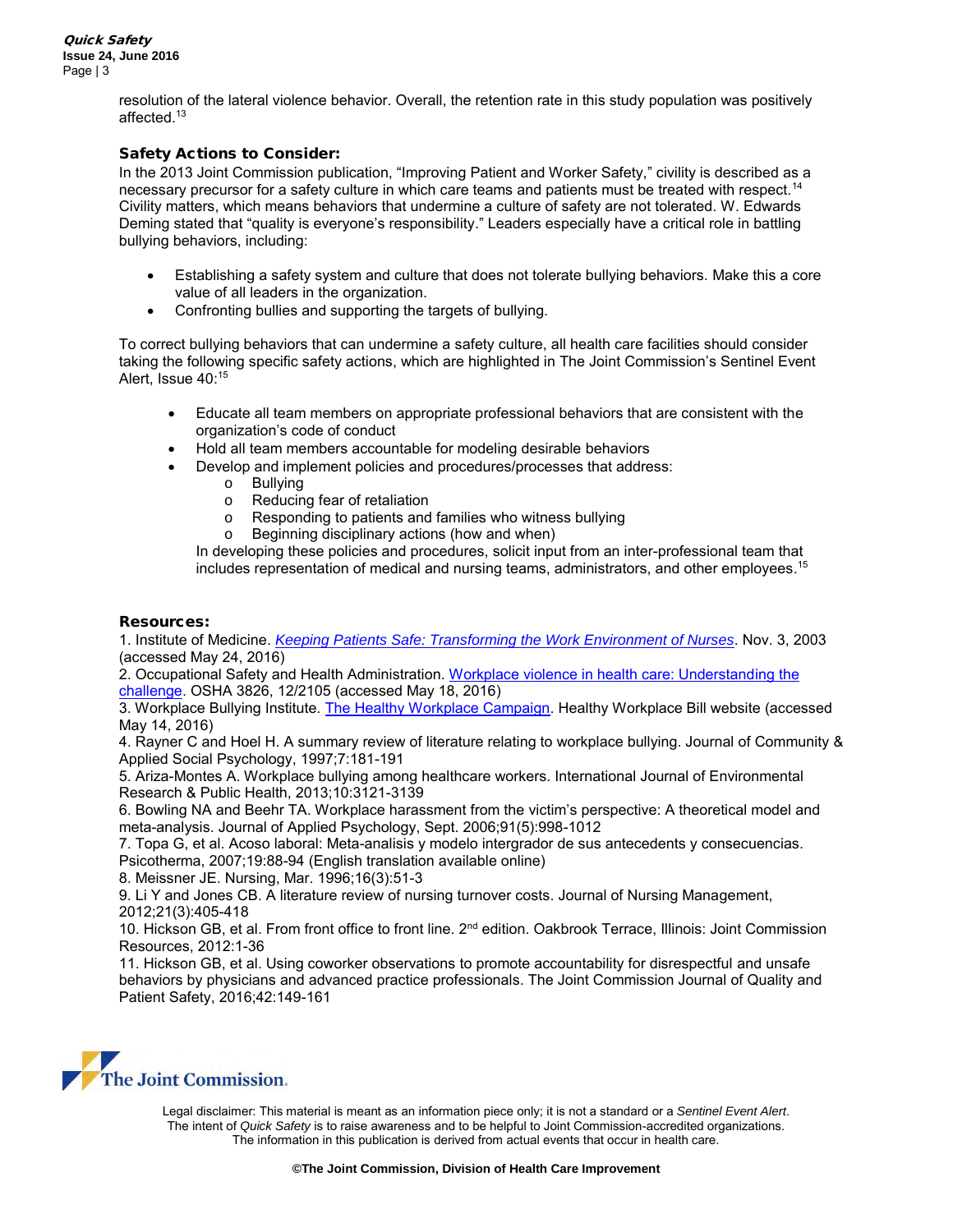resolution of the lateral violence behavior. Overall, the retention rate in this study population was positively affected.[13]

### Safety Actions to Consider:

In the 2013 Joint Commission publication, "Improving Patient and Worker Safety," civility is described as a necessary precursor for a safety culture in which care teams and patients must be treated with respect.[14] Civility matters, which means behaviors that undermine a culture of safety are not tolerated. W. Edwards Deming stated that "quality is everyone's responsibility." Leaders especially have a critical role in battling bullying behaviors, including:

- Establishing a safety system and culture that does not tolerate bullying behaviors. Make this a core value of all leaders in the organization.
- Confronting bullies and supporting the targets of bullying.

To correct bullying behaviors that can undermine a safety culture, all health care facilities should consider taking the following specific safety actions, which are highlighted in The Joint Commission's Sentinel Event Alert, Issue 40:[15]

- Educate all team members on appropriate professional behaviors that are consistent with the organization's code of conduct
- Hold all team members accountable for modeling desirable behaviors
- Develop and implement policies and procedures/processes that address:
  - Bullying
  - Reducing fear of retaliation
  - Responding to patients and families who witness bullying
  - Beginning disciplinary actions (how and when)

  In developing these policies and procedures, solicit input from an inter-professional team that includes representation of medical and nursing teams, administrators, and other employees.[15]

### Resources:

1. Institute of Medicine. *Keeping Patients Safe: Transforming the Work Environment of Nurses*. Nov. 3, 2003 (accessed May 24, 2016)
2. Occupational Safety and Health Administration. Workplace violence in health care: Understanding the challenge. OSHA 3826, 12/2105 (accessed May 18, 2016)
3. Workplace Bullying Institute. The Healthy Workplace Campaign. Healthy Workplace Bill website (accessed May 14, 2016)
4. Rayner C and Hoel H. A summary review of literature relating to workplace bullying. Journal of Community & Applied Social Psychology, 1997;7:181-191
5. Ariza-Montes A. Workplace bullying among healthcare workers. International Journal of Environmental Research & Public Health, 2013;10:3121-3139
6. Bowling NA and Beehr TA. Workplace harassment from the victim's perspective: A theoretical model and meta-analysis. Journal of Applied Psychology, Sept. 2006;91(5):998-1012
7. Topa G, et al. Acoso laboral: Meta-analisis y modelo intergrador de sus antecedents y consecuencias. Psicotherma, 2007;19:88-94 (English translation available online)
8. Meissner JE. Nursing, Mar. 1996;16(3):51-3
9. Li Y and Jones CB. A literature review of nursing turnover costs. Journal of Nursing Management, 2012;21(3):405-418
10. Hickson GB, et al. From front office to front line. 2nd edition. Oakbrook Terrace, Illinois: Joint Commission Resources, 2012:1-36
11. Hickson GB, et al. Using coworker observations to promote accountability for disrespectful and unsafe behaviors by physicians and advanced practice professionals. The Joint Commission Journal of Quality and Patient Safety, 2016;42:149-161

Legal disclaimer: This material is meant as an information piece only; it is not a standard or a *Sentinel Event Alert*. The intent of *Quick Safety* is to raise awareness and to be helpful to Joint Commission-accredited organizations. The information in this publication is derived from actual events that occur in health care.

**©The Joint Commission, Division of Health Care Improvement**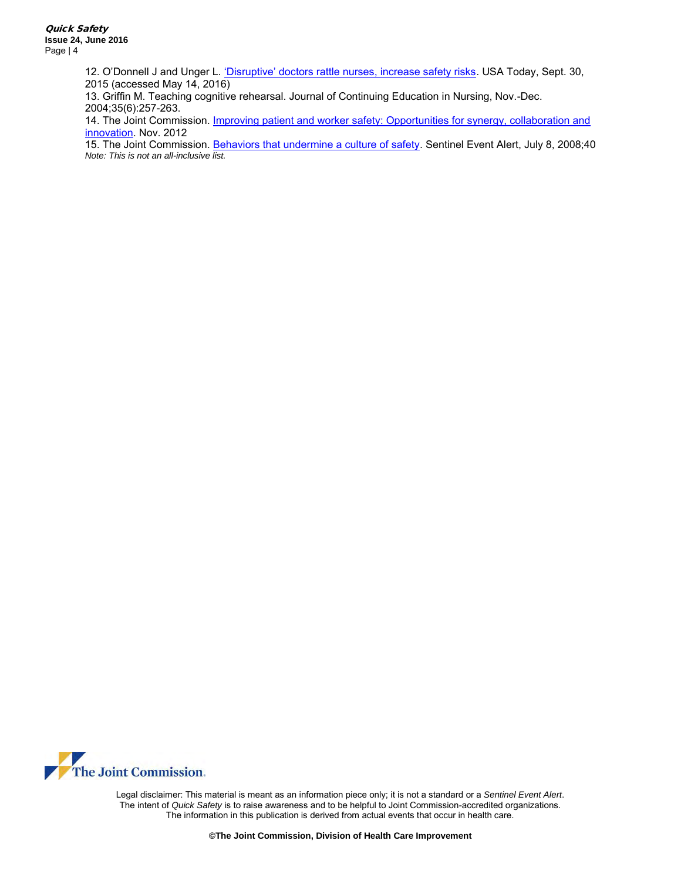12. O'Donnell J and Unger L. 'Disruptive' doctors rattle nurses, increase safety risks. USA Today, Sept. 30, 2015 (accessed May 14, 2016)

13. Griffin M. Teaching cognitive rehearsal. Journal of Continuing Education in Nursing, Nov.-Dec. 2004;35(6):257-263.

14. The Joint Commission. Improving patient and worker safety: Opportunities for synergy, collaboration and innovation. Nov. 2012

15. The Joint Commission. Behaviors that undermine a culture of safety. Sentinel Event Alert, July 8, 2008;40

*Note: This is not an all-inclusive list.*

Legal disclaimer: This material is meant as an information piece only; it is not a standard or a *Sentinel Event Alert*. The intent of *Quick Safety* is to raise awareness and to be helpful to Joint Commission-accredited organizations. The information in this publication is derived from actual events that occur in health care.

**©The Joint Commission, Division of Health Care Improvement**